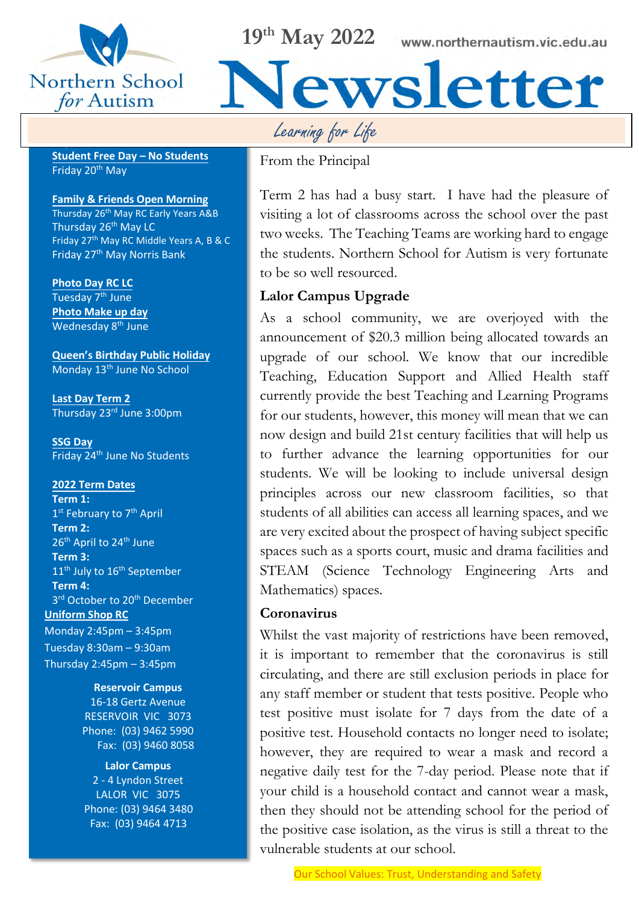Northern School for Autism

19th May 2022

www.northernautism.vic.edu.au

# Newsletter

*Learning for Life*

**Student Free Day – No Students**
Friday 20th May

**Family & Friends Open Morning**
Thursday 26th May RC Early Years A&B
Thursday 26th May LC
Friday 27th May RC Middle Years A, B & C
Friday 27th May Norris Bank

**Photo Day RC LC**
Tuesday 7th June

**Photo Make up day**
Wednesday 8th June

**Queen's Birthday Public Holiday**
Monday 13th June No School

**Last Day Term 2**
Thursday 23rd June 3:00pm

**SSG Day**
Friday 24th June No Students

**2022 Term Dates**

**Term 1:**
1st February to 7th April

**Term 2:**
26th April to 24th June

**Term 3:**
11th July to 16th September

**Term 4:**
3rd October to 20th December

**Uniform Shop RC**
Monday 2:45pm – 3:45pm
Tuesday 8:30am – 9:30am
Thursday 2:45pm – 3:45pm

**Reservoir Campus**
16-18 Gertz Avenue
RESERVOIR VIC 3073
Phone: (03) 9462 5990
Fax: (03) 9460 8058

**Lalor Campus**
2 - 4 Lyndon Street
LALOR VIC 3075
Phone: (03) 9464 3480
Fax: (03) 9464 4713

## From the Principal

Term 2 has had a busy start. I have had the pleasure of visiting a lot of classrooms across the school over the past two weeks. The Teaching Teams are working hard to engage the students. Northern School for Autism is very fortunate to be so well resourced.

### Lalor Campus Upgrade

As a school community, we are overjoyed with the announcement of $20.3 million being allocated towards an upgrade of our school. We know that our incredible Teaching, Education Support and Allied Health staff currently provide the best Teaching and Learning Programs for our students, however, this money will mean that we can now design and build 21st century facilities that will help us to further advance the learning opportunities for our students. We will be looking to include universal design principles across our new classroom facilities, so that students of all abilities can access all learning spaces, and we are very excited about the prospect of having subject specific spaces such as a sports court, music and drama facilities and STEAM (Science Technology Engineering Arts and Mathematics) spaces.

### Coronavirus

Whilst the vast majority of restrictions have been removed, it is important to remember that the coronavirus is still circulating, and there are still exclusion periods in place for any staff member or student that tests positive. People who test positive must isolate for 7 days from the date of a positive test. Household contacts no longer need to isolate; however, they are required to wear a mask and record a negative daily test for the 7-day period. Please note that if your child is a household contact and cannot wear a mask, then they should not be attending school for the period of the positive case isolation, as the virus is still a threat to the vulnerable students at our school.

Our School Values: Trust, Understanding and Safety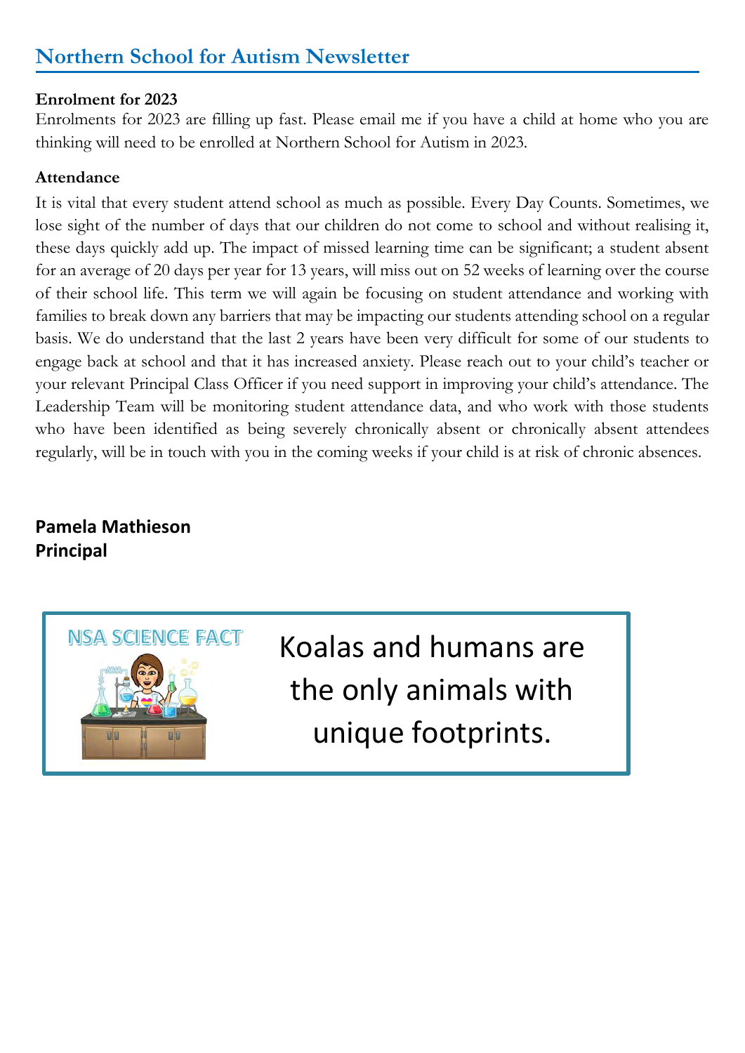## Northern School for Autism Newsletter

**Enrolment for 2023**

Enrolments for 2023 are filling up fast. Please email me if you have a child at home who you are thinking will need to be enrolled at Northern School for Autism in 2023.

**Attendance**

It is vital that every student attend school as much as possible. Every Day Counts. Sometimes, we lose sight of the number of days that our children do not come to school and without realising it, these days quickly add up. The impact of missed learning time can be significant; a student absent for an average of 20 days per year for 13 years, will miss out on 52 weeks of learning over the course of their school life. This term we will again be focusing on student attendance and working with families to break down any barriers that may be impacting our students attending school on a regular basis. We do understand that the last 2 years have been very difficult for some of our students to engage back at school and that it has increased anxiety. Please reach out to your child's teacher or your relevant Principal Class Officer if you need support in improving your child's attendance. The Leadership Team will be monitoring student attendance data, and who work with those students who have been identified as being severely chronically absent or chronically absent attendees regularly, will be in touch with you in the coming weeks if your child is at risk of chronic absences.

**Pamela Mathieson**
**Principal**

NSA SCIENCE FACT

Koalas and humans are the only animals with unique footprints.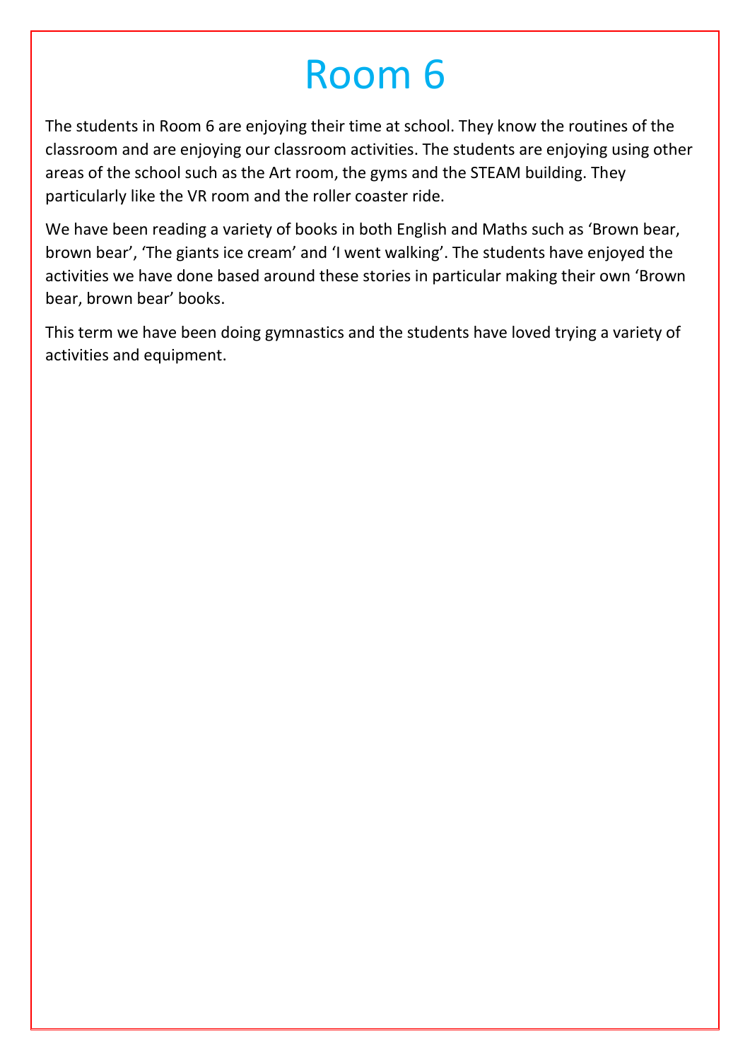# Room 6

The students in Room 6 are enjoying their time at school. They know the routines of the classroom and are enjoying our classroom activities. The students are enjoying using other areas of the school such as the Art room, the gyms and the STEAM building. They particularly like the VR room and the roller coaster ride.

We have been reading a variety of books in both English and Maths such as 'Brown bear, brown bear', 'The giants ice cream' and 'I went walking'. The students have enjoyed the activities we have done based around these stories in particular making their own 'Brown bear, brown bear' books.

This term we have been doing gymnastics and the students have loved trying a variety of activities and equipment.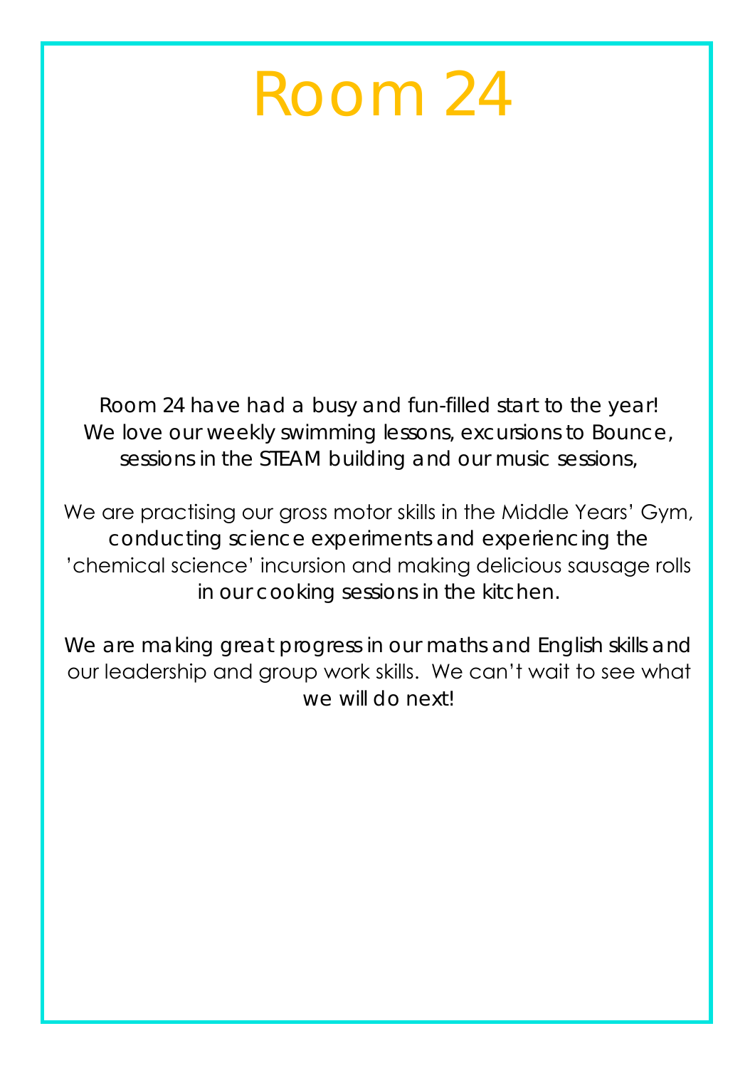# Room 24

Room 24 have had a busy and fun-filled start to the year! We love our weekly swimming lessons, excursions to Bounce, sessions in the STEAM building and our music sessions,

We are practising our gross motor skills in the Middle Years' Gym, conducting science experiments and experiencing the 'chemical science' incursion and making delicious sausage rolls in our cooking sessions in the kitchen.

We are making great progress in our maths and English skills and our leadership and group work skills. We can't wait to see what we will do next!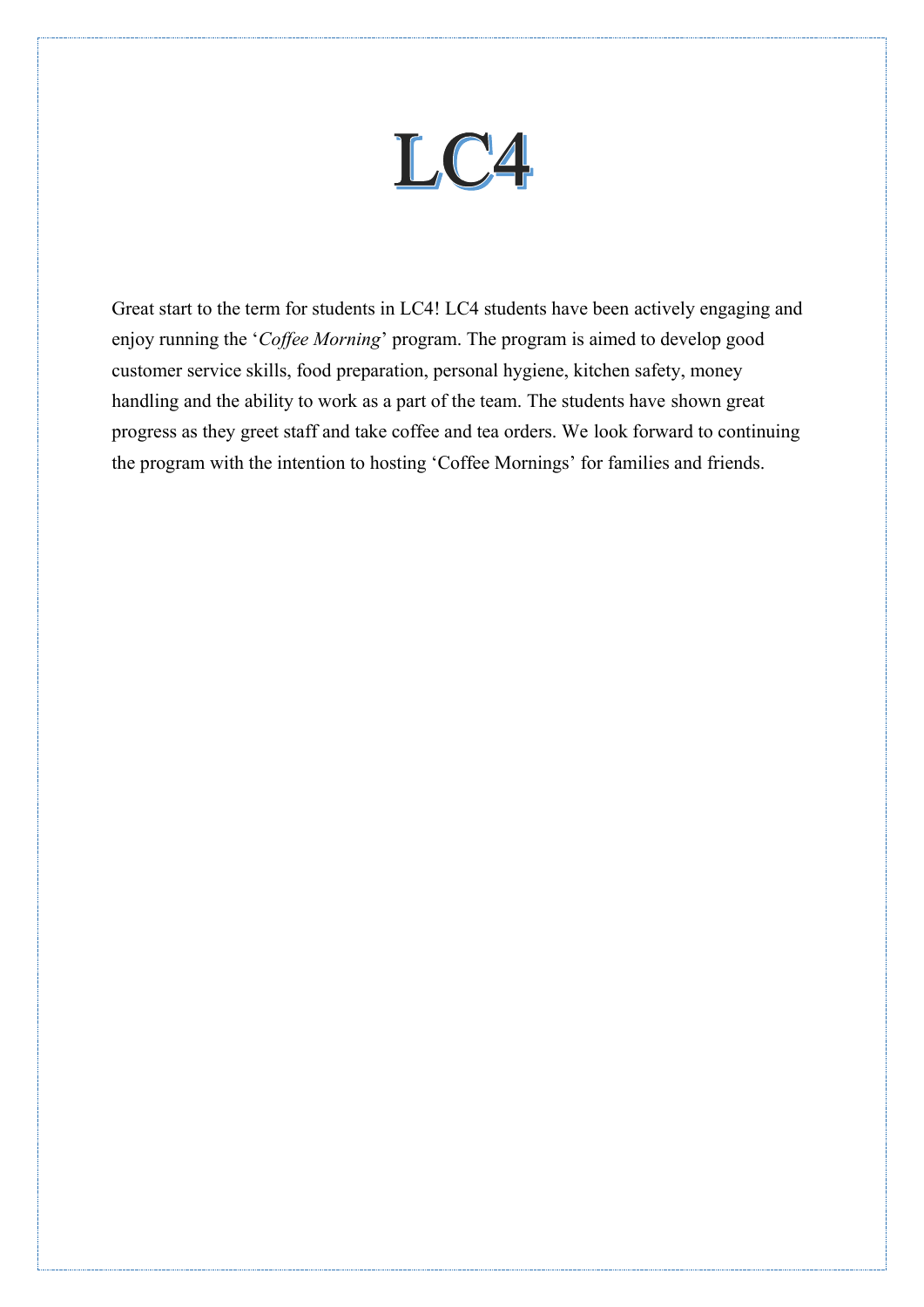# LC4

Great start to the term for students in LC4! LC4 students have been actively engaging and enjoy running the '*Coffee Morning*' program. The program is aimed to develop good customer service skills, food preparation, personal hygiene, kitchen safety, money handling and the ability to work as a part of the team. The students have shown great progress as they greet staff and take coffee and tea orders. We look forward to continuing the program with the intention to hosting 'Coffee Mornings' for families and friends.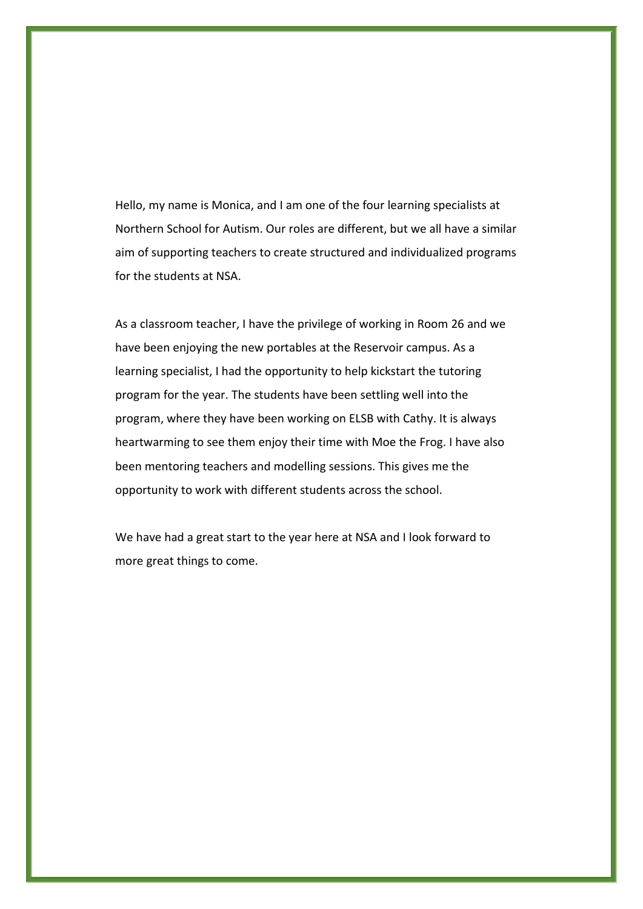Hello, my name is Monica, and I am one of the four learning specialists at Northern School for Autism. Our roles are different, but we all have a similar aim of supporting teachers to create structured and individualized programs for the students at NSA.

As a classroom teacher, I have the privilege of working in Room 26 and we have been enjoying the new portables at the Reservoir campus. As a learning specialist, I had the opportunity to help kickstart the tutoring program for the year. The students have been settling well into the program, where they have been working on ELSB with Cathy. It is always heartwarming to see them enjoy their time with Moe the Frog. I have also been mentoring teachers and modelling sessions. This gives me the opportunity to work with different students across the school.

We have had a great start to the year here at NSA and I look forward to more great things to come.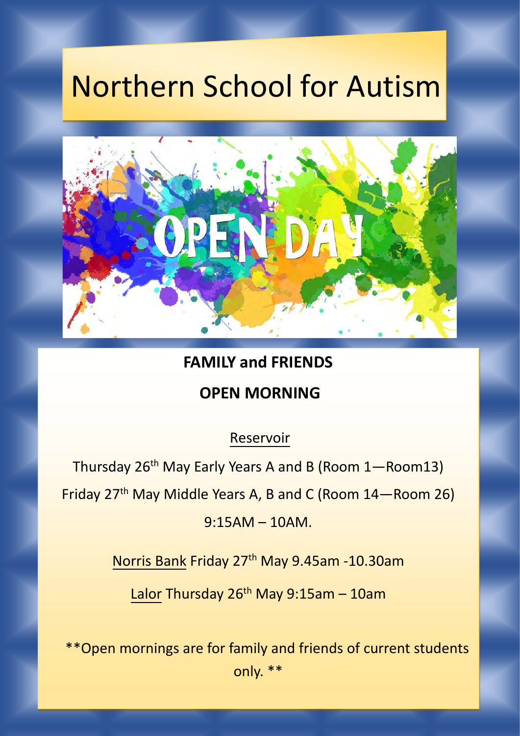# Northern School for Autism

OPEN DAY

**FAMILY and FRIENDS**

**OPEN MORNING**

Reservoir

Thursday 26th May Early Years A and B (Room 1—Room13)

Friday 27th May Middle Years A, B and C (Room 14—Room 26)

9:15AM – 10AM.

Norris Bank Friday 27th May 9.45am -10.30am

Lalor Thursday 26th May 9:15am – 10am

**Open mornings are for family and friends of current students only.**